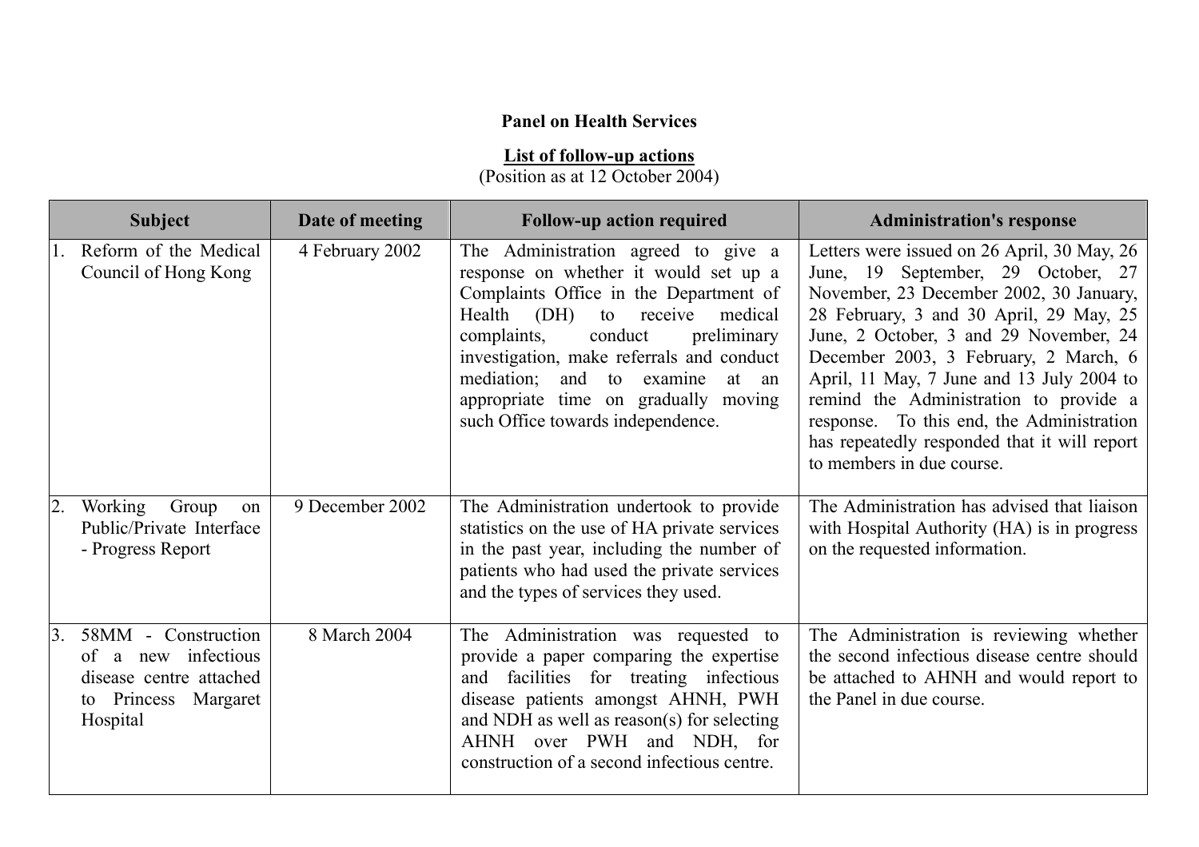**Panel on Health Services**

**List of follow-up actions**
(Position as at 12 October 2004)

| Subject | Date of meeting | Follow-up action required | Administration's response |
|---|---|---|---|
| 1. Reform of the Medical Council of Hong Kong | 4 February 2002 | The Administration agreed to give a response on whether it would set up a Complaints Office in the Department of Health (DH) to receive medical complaints, conduct preliminary investigation, make referrals and conduct mediation; and to examine at an appropriate time on gradually moving such Office towards independence. | Letters were issued on 26 April, 30 May, 26 June, 19 September, 29 October, 27 November, 23 December 2002, 30 January, 28 February, 3 and 30 April, 29 May, 25 June, 2 October, 3 and 29 November, 24 December 2003, 3 February, 2 March, 6 April, 11 May, 7 June and 13 July 2004 to remind the Administration to provide a response. To this end, the Administration has repeatedly responded that it will report to members in due course. |
| 2. Working Group on Public/Private Interface - Progress Report | 9 December 2002 | The Administration undertook to provide statistics on the use of HA private services in the past year, including the number of patients who had used the private services and the types of services they used. | The Administration has advised that liaison with Hospital Authority (HA) is in progress on the requested information. |
| 3. 58MM - Construction of a new infectious disease centre attached to Princess Margaret Hospital | 8 March 2004 | The Administration was requested to provide a paper comparing the expertise and facilities for treating infectious disease patients amongst AHNH, PWH and NDH as well as reason(s) for selecting AHNH over PWH and NDH, for construction of a second infectious centre. | The Administration is reviewing whether the second infectious disease centre should be attached to AHNH and would report to the Panel in due course. |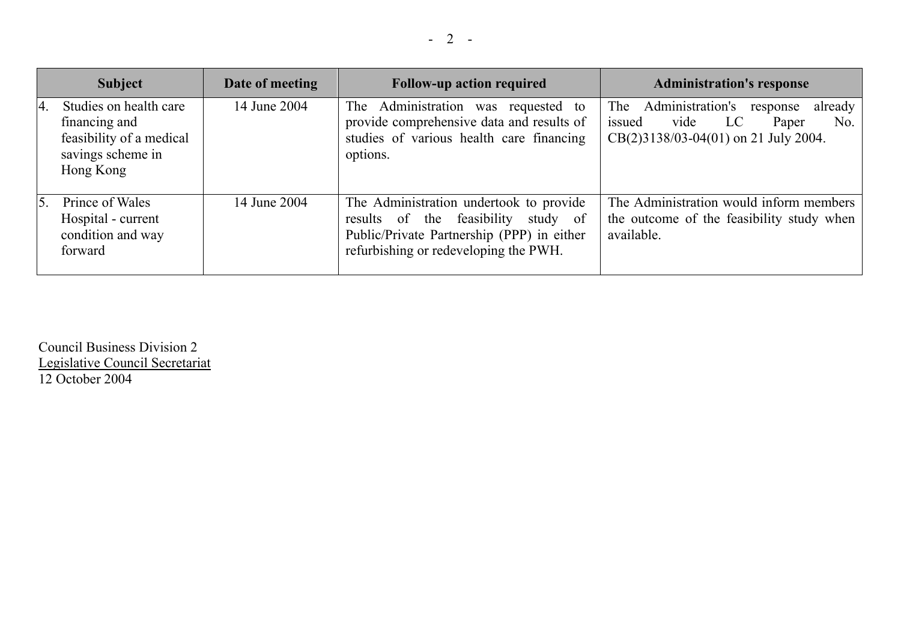| Subject | Date of meeting | Follow-up action required | Administration's response |
|---|---|---|---|
| 4. Studies on health care financing and feasibility of a medical savings scheme in Hong Kong | 14 June 2004 | The Administration was requested to provide comprehensive data and results of studies of various health care financing options. | The Administration's response already issued vide LC Paper No. CB(2)3138/03-04(01) on 21 July 2004. |
| 5. Prince of Wales Hospital - current condition and way forward | 14 June 2004 | The Administration undertook to provide results of the feasibility study of Public/Private Partnership (PPP) in either refurbishing or redeveloping the PWH. | The Administration would inform members the outcome of the feasibility study when available. |

Council Business Division 2
Legislative Council Secretariat
12 October 2004